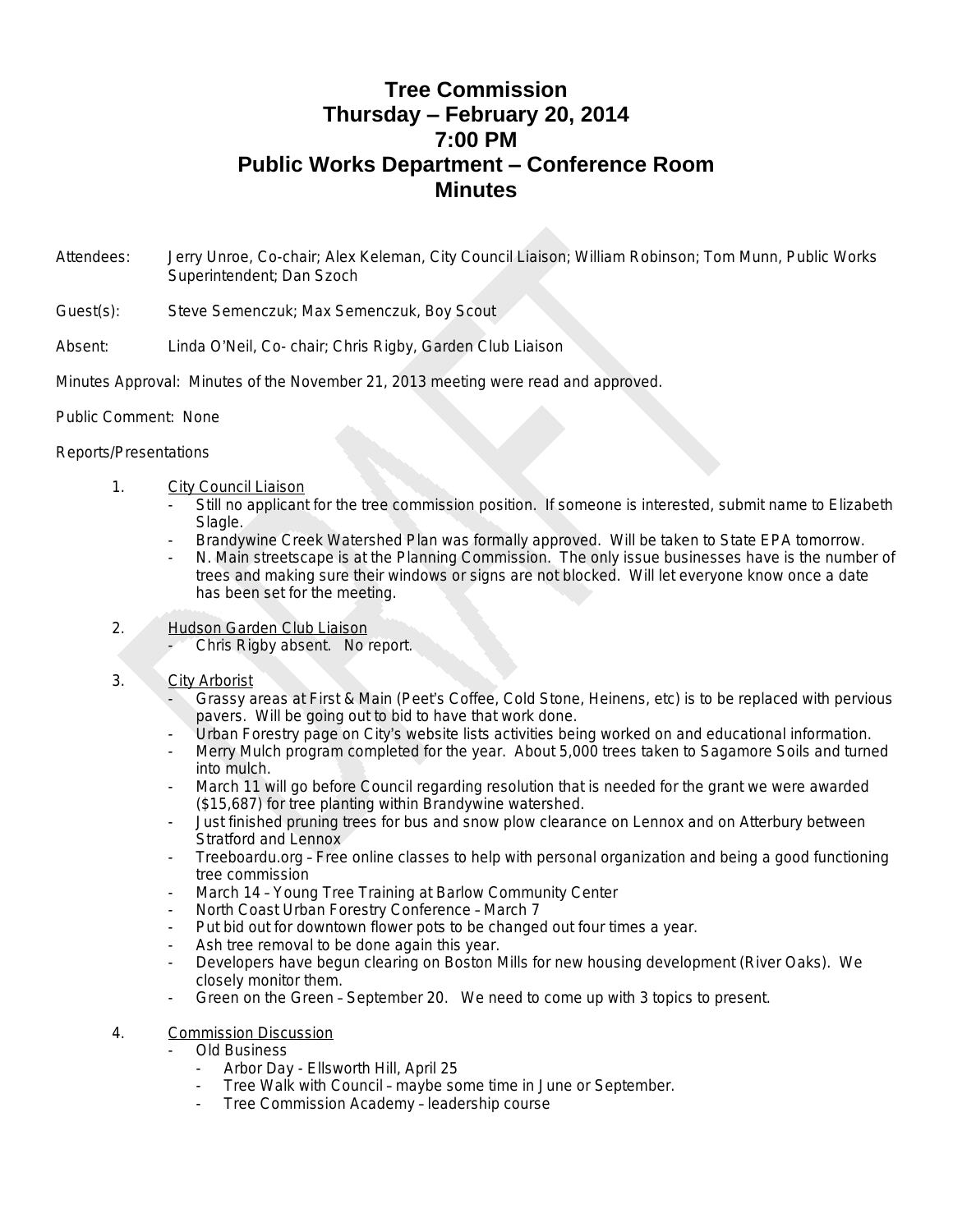# Tree Commission
## Thursday – February 20, 2014
## 7:00 PM
## Public Works Department – Conference Room
## Minutes

Attendees: Jerry Unroe, Co-chair; Alex Keleman, City Council Liaison; William Robinson; Tom Munn, Public Works Superintendent; Dan Szoch

Guest(s): Steve Semenczuk; Max Semenczuk, Boy Scout

Absent: Linda O'Neil, Co- chair; Chris Rigby, Garden Club Liaison

Minutes Approval: Minutes of the November 21, 2013 meeting were read and approved.

Public Comment: None

Reports/Presentations

1. City Council Liaison
   - Still no applicant for the tree commission position. If someone is interested, submit name to Elizabeth Slagle.
   - Brandywine Creek Watershed Plan was formally approved. Will be taken to State EPA tomorrow.
   - N. Main streetscape is at the Planning Commission. The only issue businesses have is the number of trees and making sure their windows or signs are not blocked. Will let everyone know once a date has been set for the meeting.

2. Hudson Garden Club Liaison
   - Chris Rigby absent. No report.

3. City Arborist
   - Grassy areas at First & Main (Peet's Coffee, Cold Stone, Heinens, etc) is to be replaced with pervious pavers. Will be going out to bid to have that work done.
   - Urban Forestry page on City's website lists activities being worked on and educational information.
   - Merry Mulch program completed for the year. About 5,000 trees taken to Sagamore Soils and turned into mulch.
   - March 11 will go before Council regarding resolution that is needed for the grant we were awarded ($15,687) for tree planting within Brandywine watershed.
   - Just finished pruning trees for bus and snow plow clearance on Lennox and on Atterbury between Stratford and Lennox
   - Treeboardu.org – Free online classes to help with personal organization and being a good functioning tree commission
   - March 14 – Young Tree Training at Barlow Community Center
   - North Coast Urban Forestry Conference – March 7
   - Put bid out for downtown flower pots to be changed out four times a year.
   - Ash tree removal to be done again this year.
   - Developers have begun clearing on Boston Mills for new housing development (River Oaks). We closely monitor them.
   - Green on the Green – September 20. We need to come up with 3 topics to present.

4. Commission Discussion
   - Old Business
     - Arbor Day - Ellsworth Hill, April 25
     - Tree Walk with Council – maybe some time in June or September.
     - Tree Commission Academy – leadership course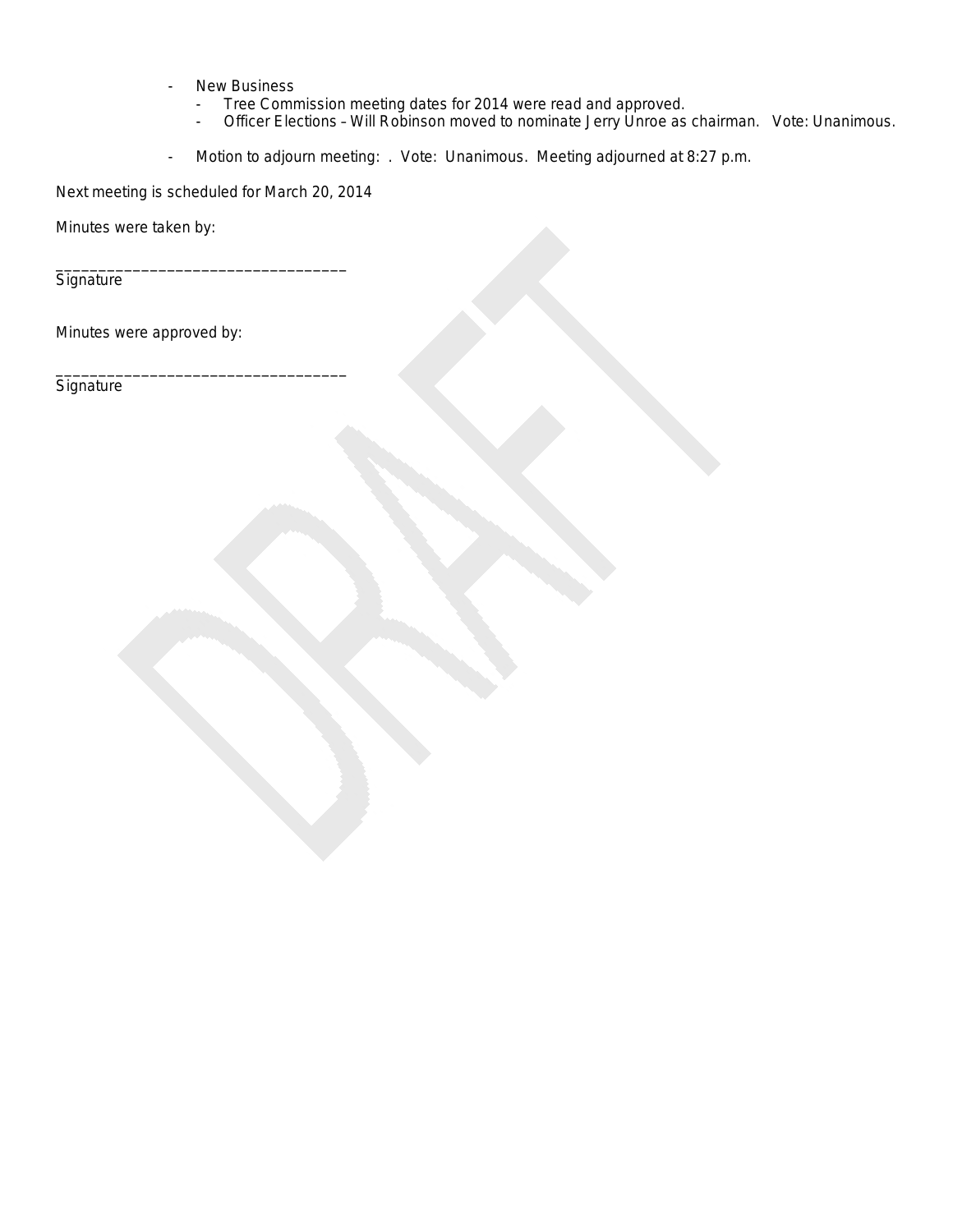- New Business
  - Tree Commission meeting dates for 2014 were read and approved.
  - Officer Elections – Will Robinson moved to nominate Jerry Unroe as chairman.   Vote: Unanimous.

- Motion to adjourn meeting:  .  Vote:  Unanimous.  Meeting adjourned at 8:27 p.m.

Next meeting is scheduled for March 20, 2014

Minutes were taken by:

__________________________________
Signature

Minutes were approved by:

__________________________________
Signature